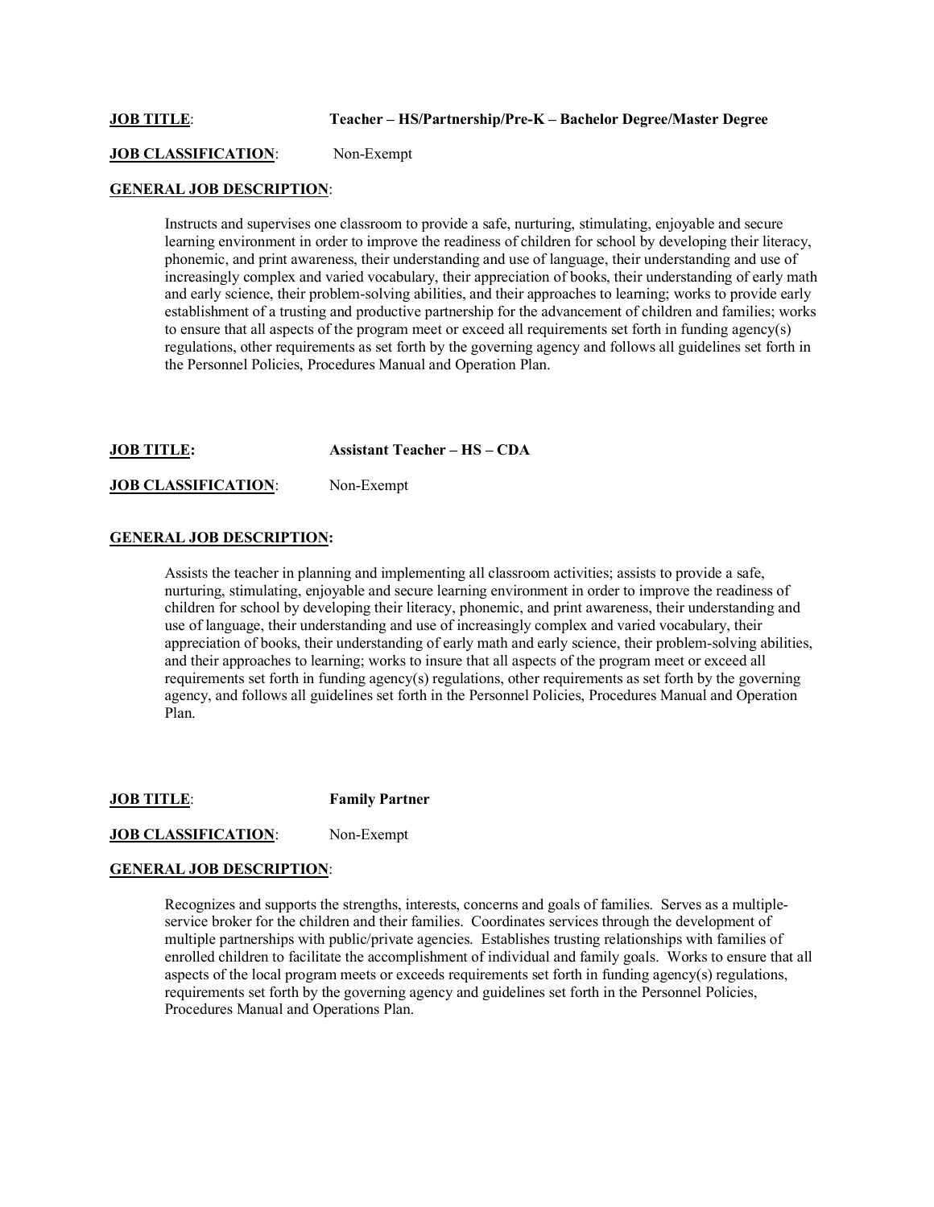**JOB TITLE**: **Teacher – HS/Partnership/Pre-K – Bachelor Degree/Master Degree**

**JOB CLASSIFICATION**: Non-Exempt

**GENERAL JOB DESCRIPTION**:

Instructs and supervises one classroom to provide a safe, nurturing, stimulating, enjoyable and secure learning environment in order to improve the readiness of children for school by developing their literacy, phonemic, and print awareness, their understanding and use of language, their understanding and use of increasingly complex and varied vocabulary, their appreciation of books, their understanding of early math and early science, their problem-solving abilities, and their approaches to learning; works to provide early establishment of a trusting and productive partnership for the advancement of children and families; works to ensure that all aspects of the program meet or exceed all requirements set forth in funding agency(s) regulations, other requirements as set forth by the governing agency and follows all guidelines set forth in the Personnel Policies, Procedures Manual and Operation Plan.

**JOB TITLE:** **Assistant Teacher – HS – CDA**

**JOB CLASSIFICATION**: Non-Exempt

**GENERAL JOB DESCRIPTION:**

Assists the teacher in planning and implementing all classroom activities; assists to provide a safe, nurturing, stimulating, enjoyable and secure learning environment in order to improve the readiness of children for school by developing their literacy, phonemic, and print awareness, their understanding and use of language, their understanding and use of increasingly complex and varied vocabulary, their appreciation of books, their understanding of early math and early science, their problem-solving abilities, and their approaches to learning; works to insure that all aspects of the program meet or exceed all requirements set forth in funding agency(s) regulations, other requirements as set forth by the governing agency, and follows all guidelines set forth in the Personnel Policies, Procedures Manual and Operation Plan.

**JOB TITLE**: **Family Partner**

**JOB CLASSIFICATION**: Non-Exempt

**GENERAL JOB DESCRIPTION**:

Recognizes and supports the strengths, interests, concerns and goals of families. Serves as a multiple-service broker for the children and their families. Coordinates services through the development of multiple partnerships with public/private agencies. Establishes trusting relationships with families of enrolled children to facilitate the accomplishment of individual and family goals. Works to ensure that all aspects of the local program meets or exceeds requirements set forth in funding agency(s) regulations, requirements set forth by the governing agency and guidelines set forth in the Personnel Policies, Procedures Manual and Operations Plan.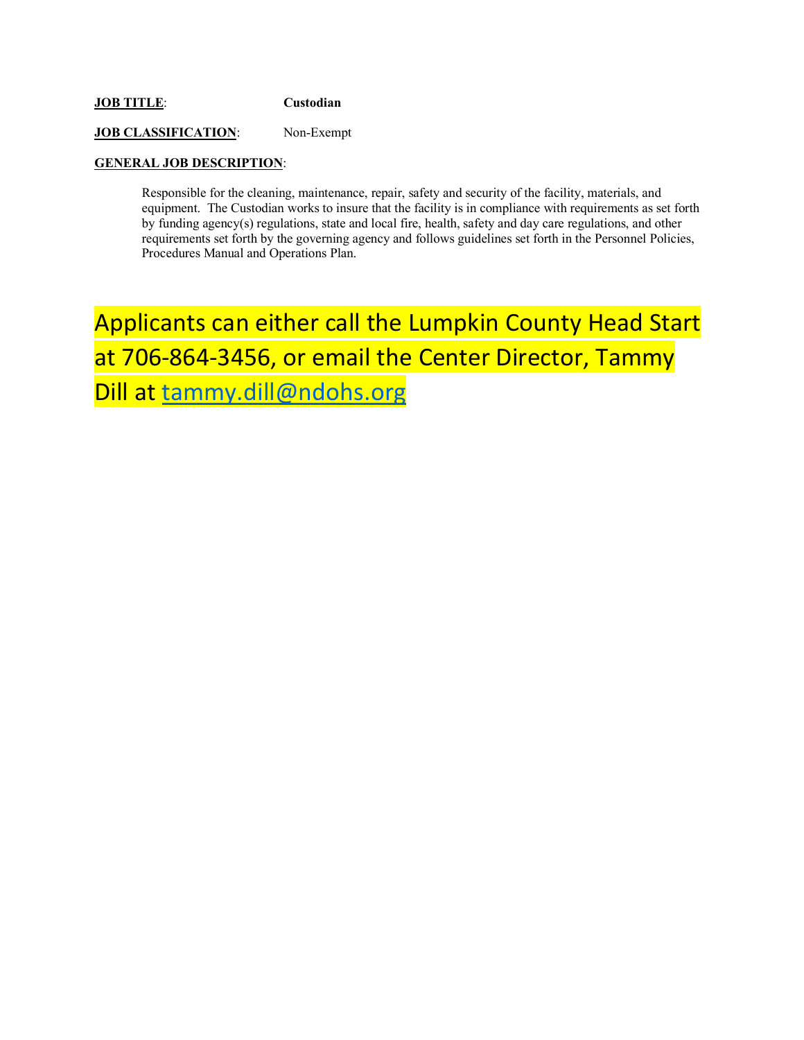**JOB TITLE**: **Custodian**

**JOB CLASSIFICATION**: Non-Exempt

**GENERAL JOB DESCRIPTION**:

Responsible for the cleaning, maintenance, repair, safety and security of the facility, materials, and equipment. The Custodian works to insure that the facility is in compliance with requirements as set forth by funding agency(s) regulations, state and local fire, health, safety and day care regulations, and other requirements set forth by the governing agency and follows guidelines set forth in the Personnel Policies, Procedures Manual and Operations Plan.

Applicants can either call the Lumpkin County Head Start at 706-864-3456, or email the Center Director, Tammy Dill at tammy.dill@ndohs.org